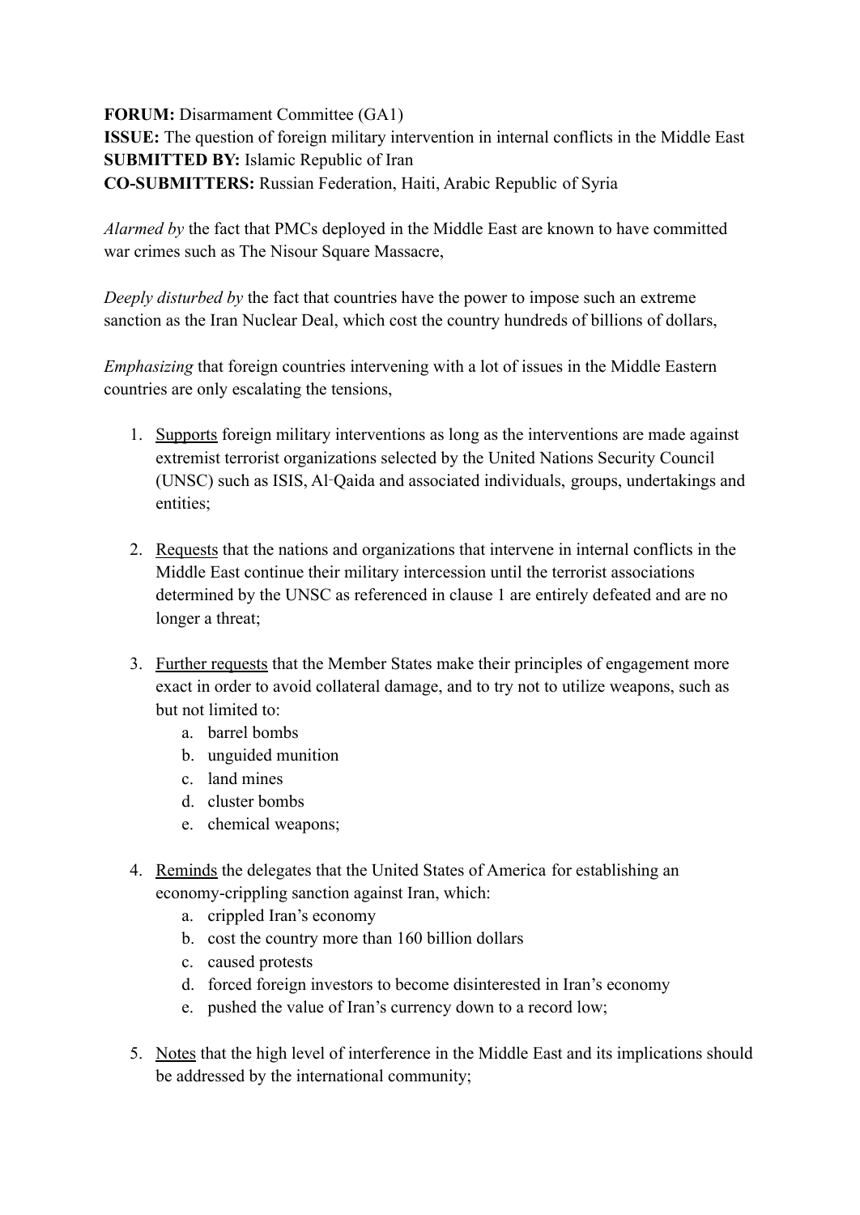**FORUM:** Disarmament Committee (GA1)
**ISSUE:** The question of foreign military intervention in internal conflicts in the Middle East
**SUBMITTED BY:** Islamic Republic of Iran
**CO-SUBMITTERS:** Russian Federation, Haiti, Arabic Republic of Syria

*Alarmed by* the fact that PMCs deployed in the Middle East are known to have committed war crimes such as The Nisour Square Massacre,

*Deeply disturbed by* the fact that countries have the power to impose such an extreme sanction as the Iran Nuclear Deal, which cost the country hundreds of billions of dollars,

*Emphasizing* that foreign countries intervening with a lot of issues in the Middle Eastern countries are only escalating the tensions,

1. <u>Supports</u> foreign military interventions as long as the interventions are made against extremist terrorist organizations selected by the United Nations Security Council (UNSC) such as ISIS, Al-Qaida and associated individuals, groups, undertakings and entities;

2. <u>Requests</u> that the nations and organizations that intervene in internal conflicts in the Middle East continue their military intercession until the terrorist associations determined by the UNSC as referenced in clause 1 are entirely defeated and are no longer a threat;

3. <u>Further requests</u> that the Member States make their principles of engagement more exact in order to avoid collateral damage, and to try not to utilize weapons, such as but not limited to:
    a. barrel bombs
    b. unguided munition
    c. land mines
    d. cluster bombs
    e. chemical weapons;

4. <u>Reminds</u> the delegates that the United States of America for establishing an economy-crippling sanction against Iran, which:
    a. crippled Iran's economy
    b. cost the country more than 160 billion dollars
    c. caused protests
    d. forced foreign investors to become disinterested in Iran's economy
    e. pushed the value of Iran's currency down to a record low;

5. <u>Notes</u> that the high level of interference in the Middle East and its implications should be addressed by the international community;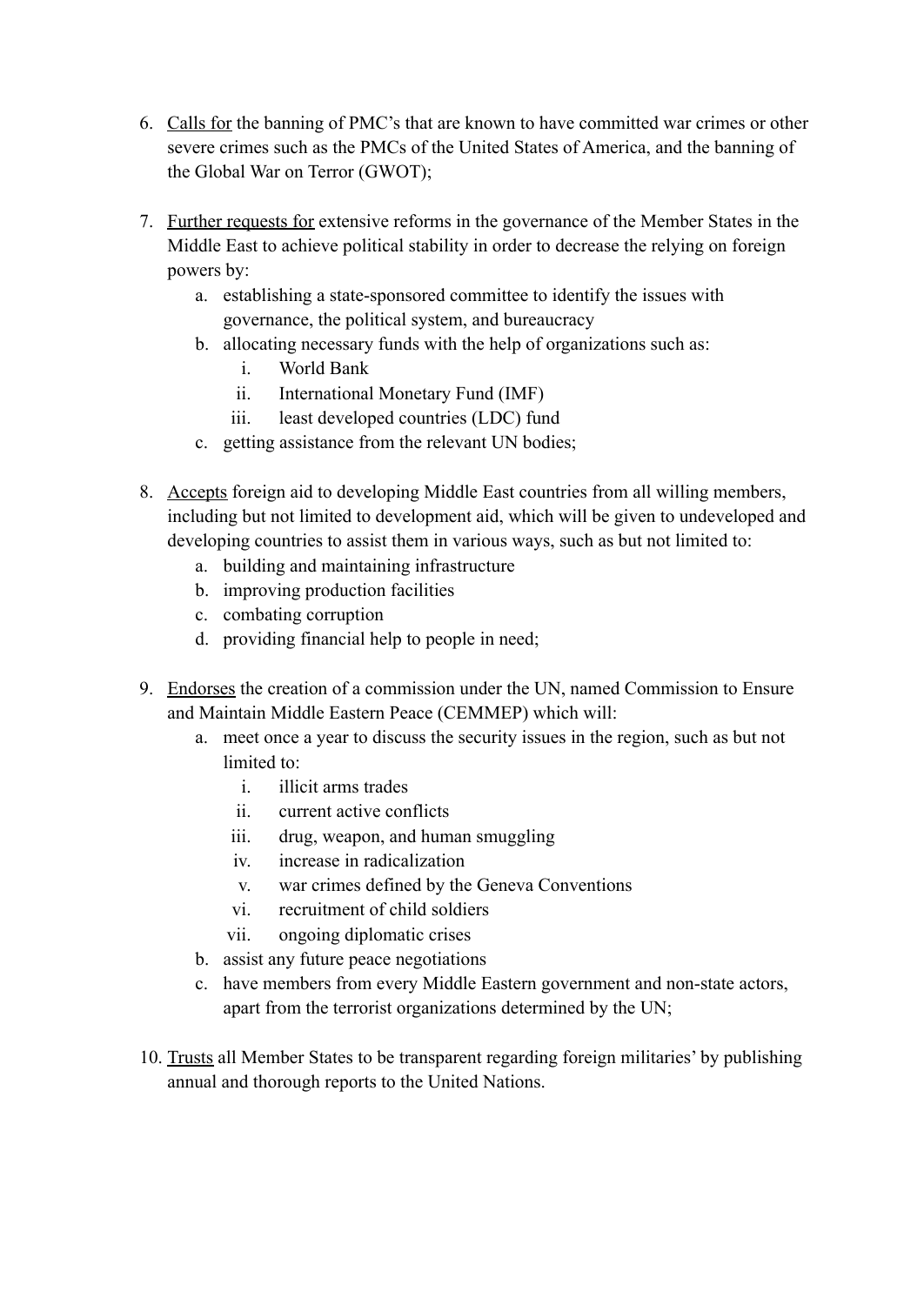6. <u>Calls for</u> the banning of PMC's that are known to have committed war crimes or other severe crimes such as the PMCs of the United States of America, and the banning of the Global War on Terror (GWOT);

7. <u>Further requests for</u> extensive reforms in the governance of the Member States in the Middle East to achieve political stability in order to decrease the relying on foreign powers by:
   a. establishing a state-sponsored committee to identify the issues with governance, the political system, and bureaucracy
   b. allocating necessary funds with the help of organizations such as:
      i. World Bank
      ii. International Monetary Fund (IMF)
      iii. least developed countries (LDC) fund
   c. getting assistance from the relevant UN bodies;

8. <u>Accepts</u> foreign aid to developing Middle East countries from all willing members, including but not limited to development aid, which will be given to undeveloped and developing countries to assist them in various ways, such as but not limited to:
   a. building and maintaining infrastructure
   b. improving production facilities
   c. combating corruption
   d. providing financial help to people in need;

9. <u>Endorses</u> the creation of a commission under the UN, named Commission to Ensure and Maintain Middle Eastern Peace (CEMMEP) which will:
   a. meet once a year to discuss the security issues in the region, such as but not limited to:
      i. illicit arms trades
      ii. current active conflicts
      iii. drug, weapon, and human smuggling
      iv. increase in radicalization
      v. war crimes defined by the Geneva Conventions
      vi. recruitment of child soldiers
      vii. ongoing diplomatic crises
   b. assist any future peace negotiations
   c. have members from every Middle Eastern government and non-state actors, apart from the terrorist organizations determined by the UN;

10. <u>Trusts</u> all Member States to be transparent regarding foreign militaries' by publishing annual and thorough reports to the United Nations.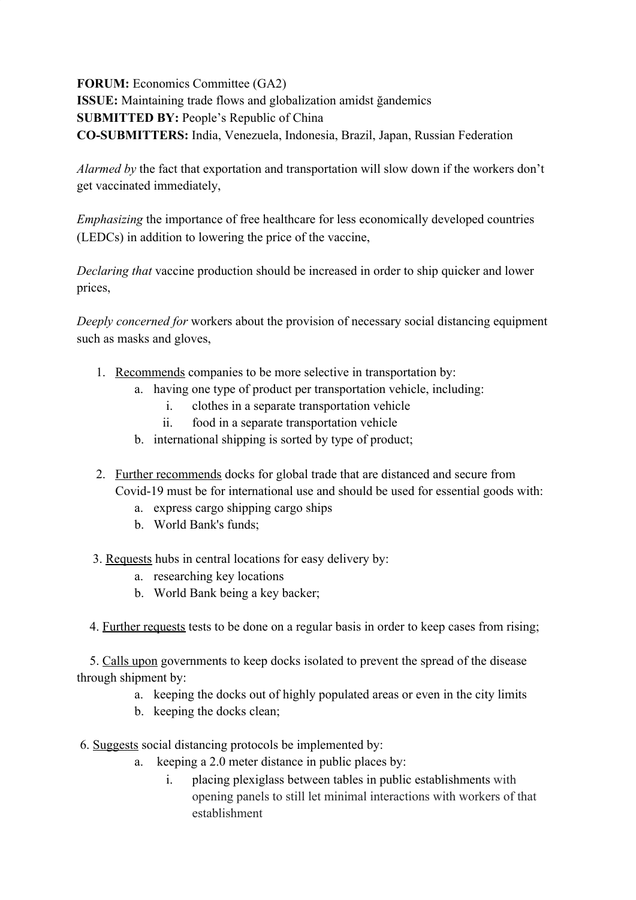**FORUM:** Economics Committee (GA2)
**ISSUE:** Maintaining trade flows and globalization amidst ğandemics
**SUBMITTED BY:** People's Republic of China
**CO-SUBMITTERS:** India, Venezuela, Indonesia, Brazil, Japan, Russian Federation

*Alarmed by* the fact that exportation and transportation will slow down if the workers don't get vaccinated immediately,

*Emphasizing* the importance of free healthcare for less economically developed countries (LEDCs) in addition to lowering the price of the vaccine,

*Declaring that* vaccine production should be increased in order to ship quicker and lower prices,

*Deeply concerned for* workers about the provision of necessary social distancing equipment such as masks and gloves,

1. <u>Recommends</u> companies to be more selective in transportation by:
   a. having one type of product per transportation vehicle, including:
      i. clothes in a separate transportation vehicle
      ii. food in a separate transportation vehicle
   b. international shipping is sorted by type of product;

2. <u>Further recommends</u> docks for global trade that are distanced and secure from Covid-19 must be for international use and should be used for essential goods with:
   a. express cargo shipping cargo ships
   b. World Bank's funds;

3. <u>Requests</u> hubs in central locations for easy delivery by:
   a. researching key locations
   b. World Bank being a key backer;

4. <u>Further requests</u> tests to be done on a regular basis in order to keep cases from rising;

5. <u>Calls upon</u> governments to keep docks isolated to prevent the spread of the disease through shipment by:
   a. keeping the docks out of highly populated areas or even in the city limits
   b. keeping the docks clean;

6. <u>Suggests</u> social distancing protocols be implemented by:
   a. keeping a 2.0 meter distance in public places by:
      i. placing plexiglass between tables in public establishments with opening panels to still let minimal interactions with workers of that establishment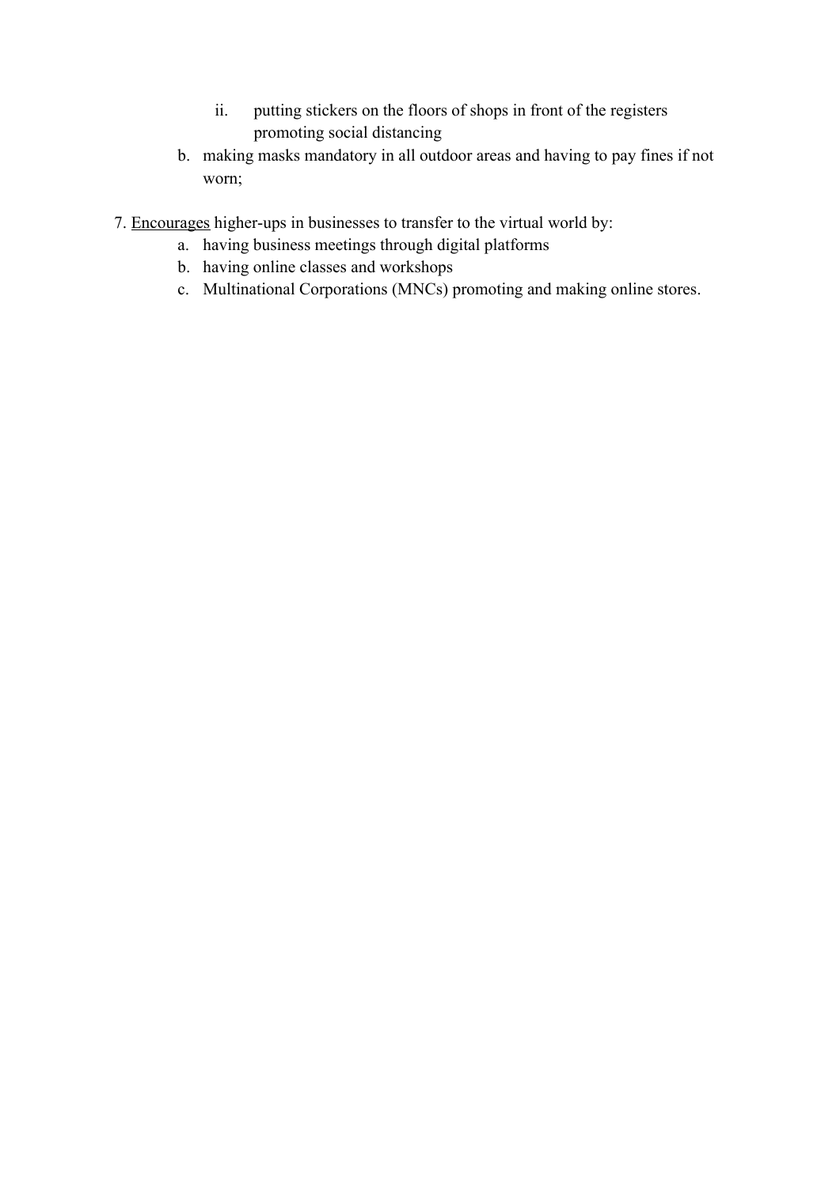ii. putting stickers on the floors of shops in front of the registers promoting social distancing

    b. making masks mandatory in all outdoor areas and having to pay fines if not worn;

7. Encourages higher-ups in businesses to transfer to the virtual world by:
    a. having business meetings through digital platforms
    b. having online classes and workshops
    c. Multinational Corporations (MNCs) promoting and making online stores.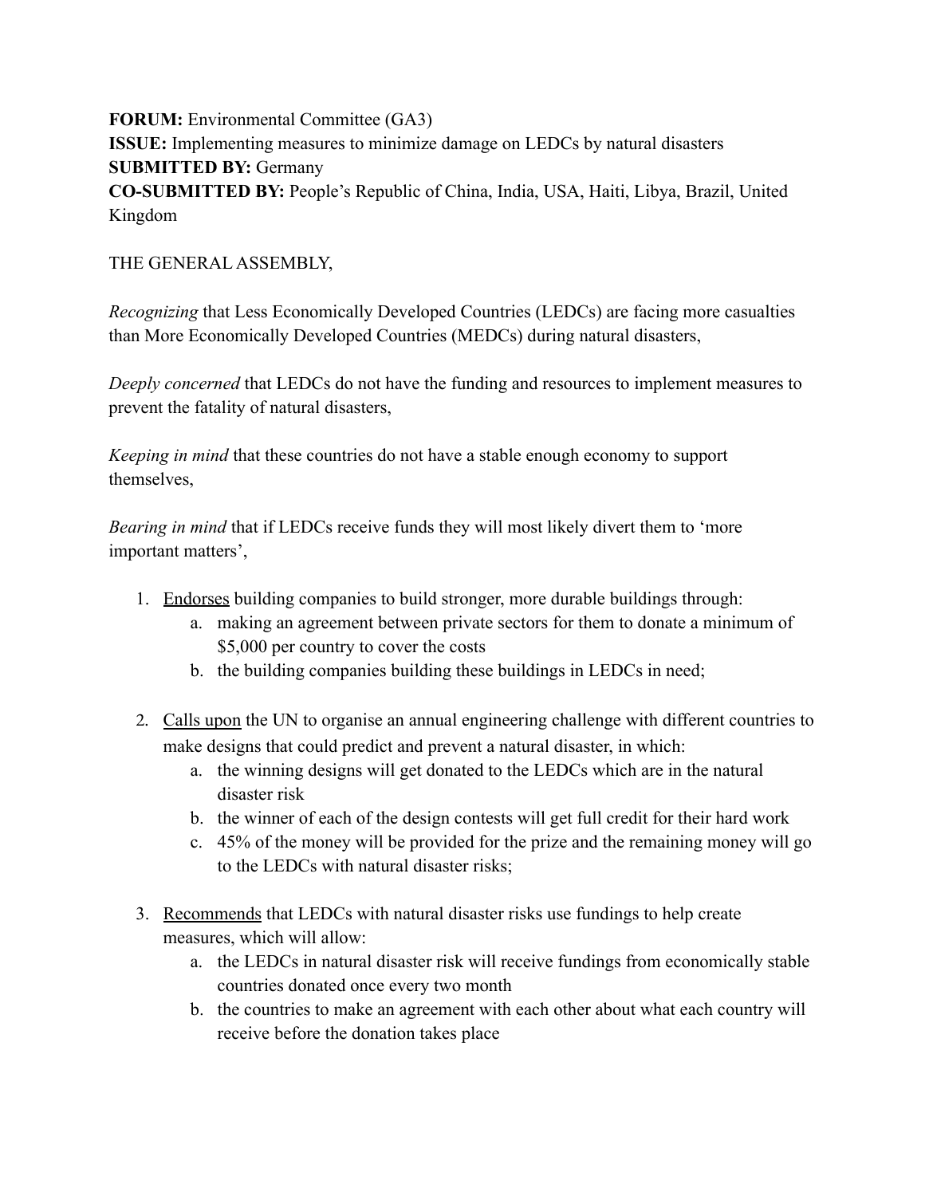**FORUM:** Environmental Committee (GA3)
**ISSUE:** Implementing measures to minimize damage on LEDCs by natural disasters
**SUBMITTED BY:** Germany
**CO-SUBMITTED BY:** People's Republic of China, India, USA, Haiti, Libya, Brazil, United Kingdom

THE GENERAL ASSEMBLY,

*Recognizing* that Less Economically Developed Countries (LEDCs) are facing more casualties than More Economically Developed Countries (MEDCs) during natural disasters,

*Deeply concerned* that LEDCs do not have the funding and resources to implement measures to prevent the fatality of natural disasters,

*Keeping in mind* that these countries do not have a stable enough economy to support themselves,

*Bearing in mind* that if LEDCs receive funds they will most likely divert them to 'more important matters',

1. <u>Endorses</u> building companies to build stronger, more durable buildings through:
    a. making an agreement between private sectors for them to donate a minimum of $5,000 per country to cover the costs
    b. the building companies building these buildings in LEDCs in need;

2. <u>Calls upon</u> the UN to organise an annual engineering challenge with different countries to make designs that could predict and prevent a natural disaster, in which:
    a. the winning designs will get donated to the LEDCs which are in the natural disaster risk
    b. the winner of each of the design contests will get full credit for their hard work
    c. 45% of the money will be provided for the prize and the remaining money will go to the LEDCs with natural disaster risks;

3. <u>Recommends</u> that LEDCs with natural disaster risks use fundings to help create measures, which will allow:
    a. the LEDCs in natural disaster risk will receive fundings from economically stable countries donated once every two month
    b. the countries to make an agreement with each other about what each country will receive before the donation takes place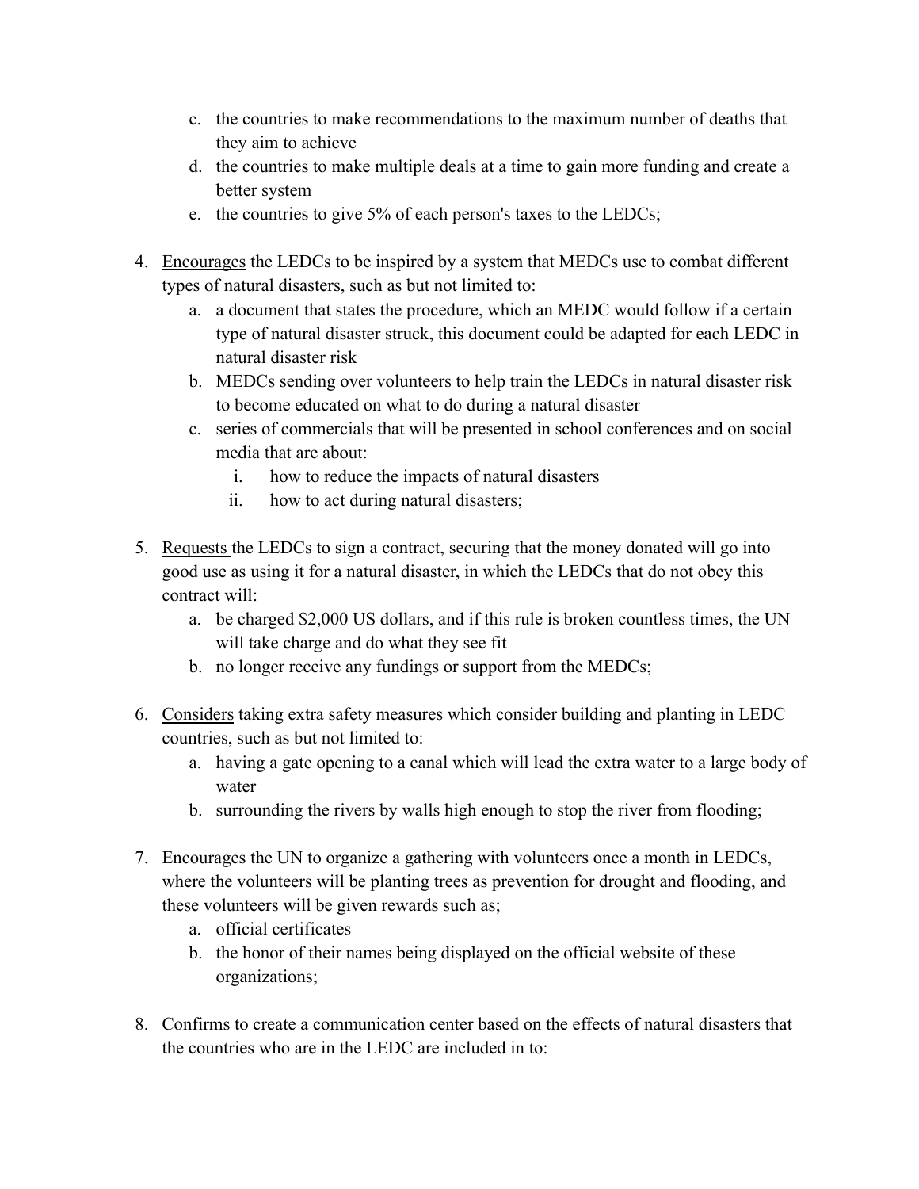c. the countries to make recommendations to the maximum number of deaths that they aim to achieve
   d. the countries to make multiple deals at a time to gain more funding and create a better system
   e. the countries to give 5% of each person's taxes to the LEDCs;

4. <u>Encourages</u> the LEDCs to be inspired by a system that MEDCs use to combat different types of natural disasters, such as but not limited to:
   a. a document that states the procedure, which an MEDC would follow if a certain type of natural disaster struck, this document could be adapted for each LEDC in natural disaster risk
   b. MEDCs sending over volunteers to help train the LEDCs in natural disaster risk to become educated on what to do during a natural disaster
   c. series of commercials that will be presented in school conferences and on social media that are about:
      i. how to reduce the impacts of natural disasters
      ii. how to act during natural disasters;

5. <u>Requests</u> the LEDCs to sign a contract, securing that the money donated will go into good use as using it for a natural disaster, in which the LEDCs that do not obey this contract will:
   a. be charged $2,000 US dollars, and if this rule is broken countless times, the UN will take charge and do what they see fit
   b. no longer receive any fundings or support from the MEDCs;

6. <u>Considers</u> taking extra safety measures which consider building and planting in LEDC countries, such as but not limited to:
   a. having a gate opening to a canal which will lead the extra water to a large body of water
   b. surrounding the rivers by walls high enough to stop the river from flooding;

7. Encourages the UN to organize a gathering with volunteers once a month in LEDCs, where the volunteers will be planting trees as prevention for drought and flooding, and these volunteers will be given rewards such as;
   a. official certificates
   b. the honor of their names being displayed on the official website of these organizations;

8. Confirms to create a communication center based on the effects of natural disasters that the countries who are in the LEDC are included in to: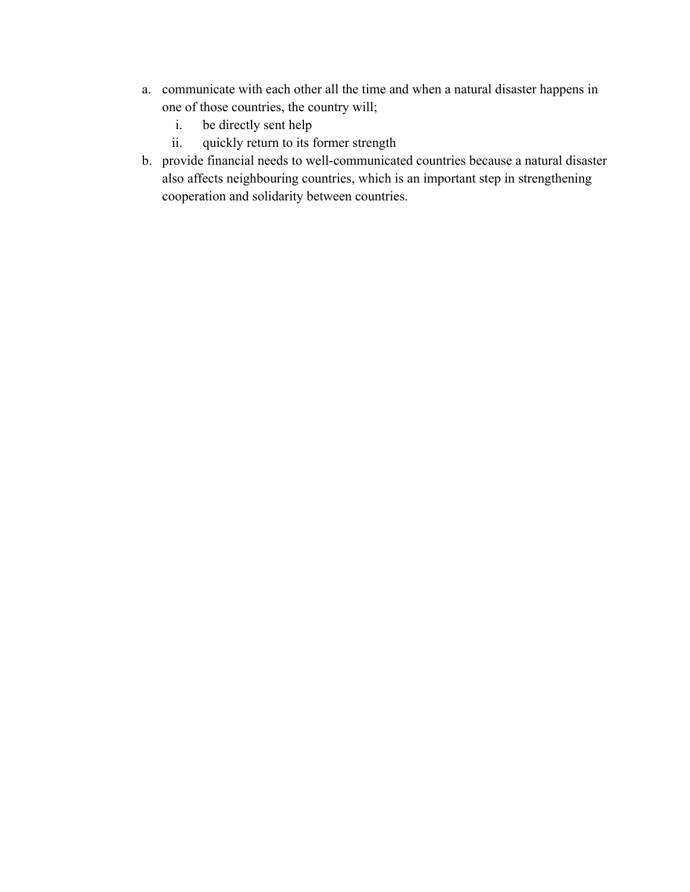a. communicate with each other all the time and when a natural disaster happens in one of those countries, the country will;
    i. be directly sent help
    ii. quickly return to its former strength
b. provide financial needs to well-communicated countries because a natural disaster also affects neighbouring countries, which is an important step in strengthening cooperation and solidarity between countries.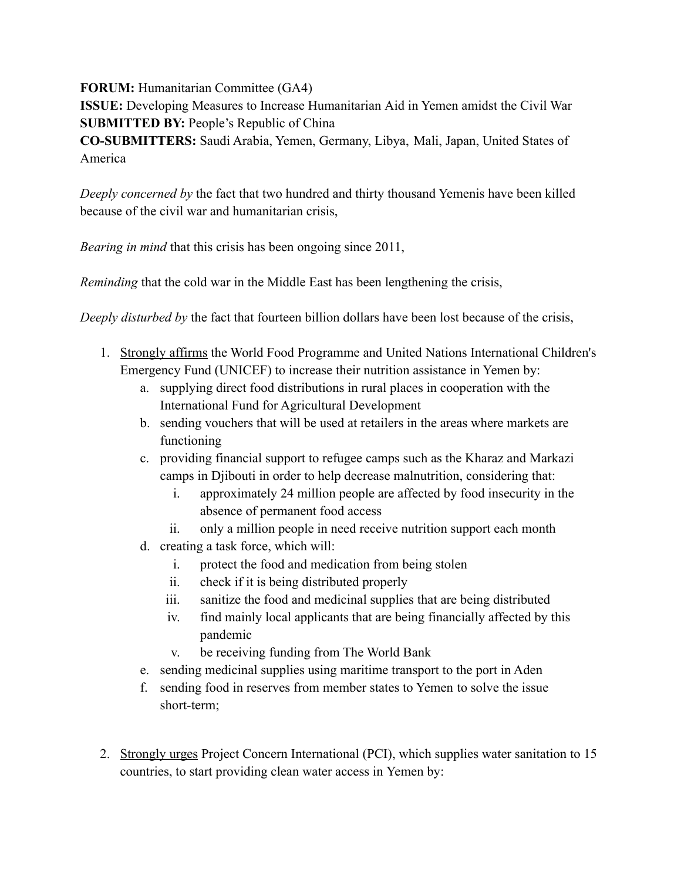**FORUM:** Humanitarian Committee (GA4)
**ISSUE:** Developing Measures to Increase Humanitarian Aid in Yemen amidst the Civil War
**SUBMITTED BY:** People's Republic of China
**CO-SUBMITTERS:** Saudi Arabia, Yemen, Germany, Libya, Mali, Japan, United States of America

*Deeply concerned by* the fact that two hundred and thirty thousand Yemenis have been killed because of the civil war and humanitarian crisis,

*Bearing in mind* that this crisis has been ongoing since 2011,

*Reminding* that the cold war in the Middle East has been lengthening the crisis,

*Deeply disturbed by* the fact that fourteen billion dollars have been lost because of the crisis,

1. <u>Strongly affirms</u> the World Food Programme and United Nations International Children's Emergency Fund (UNICEF) to increase their nutrition assistance in Yemen by:
    a. supplying direct food distributions in rural places in cooperation with the International Fund for Agricultural Development
    b. sending vouchers that will be used at retailers in the areas where markets are functioning
    c. providing financial support to refugee camps such as the Kharaz and Markazi camps in Djibouti in order to help decrease malnutrition, considering that:
        i. approximately 24 million people are affected by food insecurity in the absence of permanent food access
        ii. only a million people in need receive nutrition support each month
    d. creating a task force, which will:
        i. protect the food and medication from being stolen
        ii. check if it is being distributed properly
        iii. sanitize the food and medicinal supplies that are being distributed
        iv. find mainly local applicants that are being financially affected by this pandemic
        v. be receiving funding from The World Bank
    e. sending medicinal supplies using maritime transport to the port in Aden
    f. sending food in reserves from member states to Yemen to solve the issue short-term;

2. <u>Strongly urges</u> Project Concern International (PCI), which supplies water sanitation to 15 countries, to start providing clean water access in Yemen by: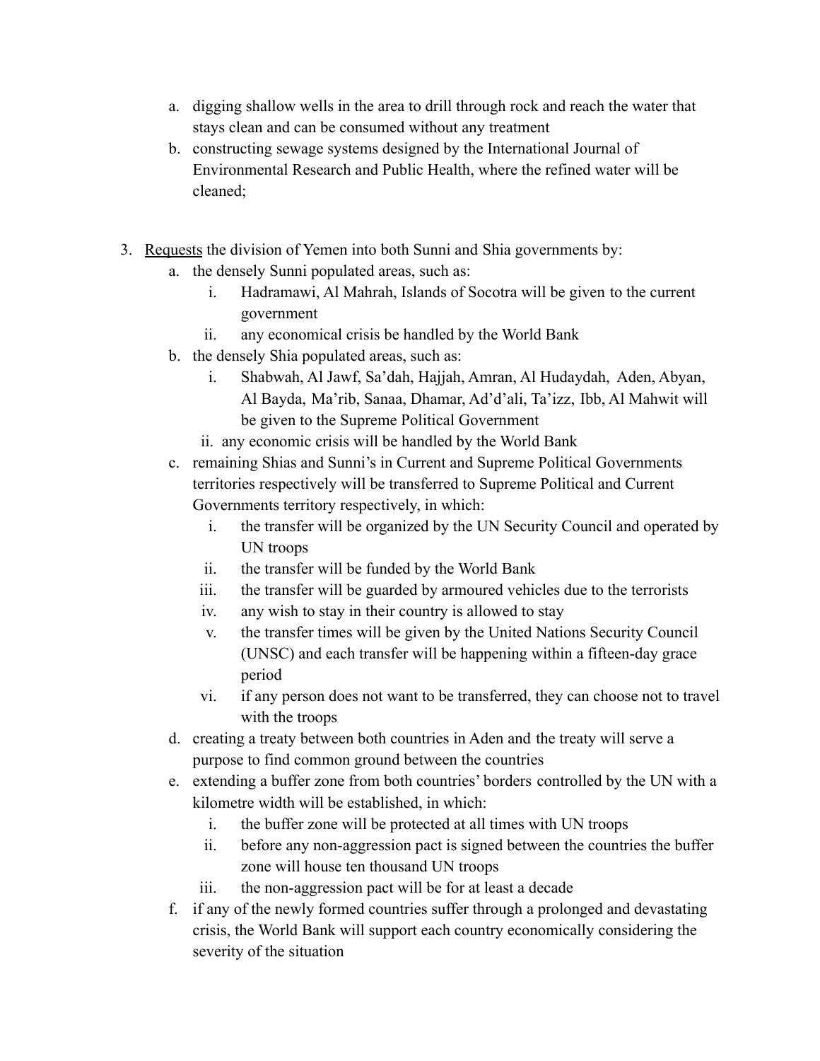a. digging shallow wells in the area to drill through rock and reach the water that stays clean and can be consumed without any treatment
   b. constructing sewage systems designed by the International Journal of Environmental Research and Public Health, where the refined water will be cleaned;

3. <u>Requests</u> the division of Yemen into both Sunni and Shia governments by:
   a. the densely Sunni populated areas, such as:
      i. Hadramawi, Al Mahrah, Islands of Socotra will be given to the current government
      ii. any economical crisis be handled by the World Bank
   b. the densely Shia populated areas, such as:
      i. Shabwah, Al Jawf, Sa'dah, Hajjah, Amran, Al Hudaydah, Aden, Abyan, Al Bayda, Ma'rib, Sanaa, Dhamar, Ad'd'ali, Ta'izz, Ibb, Al Mahwit will be given to the Supreme Political Government
      ii. any economic crisis will be handled by the World Bank
   c. remaining Shias and Sunni's in Current and Supreme Political Governments territories respectively will be transferred to Supreme Political and Current Governments territory respectively, in which:
      i. the transfer will be organized by the UN Security Council and operated by UN troops
      ii. the transfer will be funded by the World Bank
      iii. the transfer will be guarded by armoured vehicles due to the terrorists
      iv. any wish to stay in their country is allowed to stay
      v. the transfer times will be given by the United Nations Security Council (UNSC) and each transfer will be happening within a fifteen-day grace period
      vi. if any person does not want to be transferred, they can choose not to travel with the troops
   d. creating a treaty between both countries in Aden and the treaty will serve a purpose to find common ground between the countries
   e. extending a buffer zone from both countries' borders controlled by the UN with a kilometre width will be established, in which:
      i. the buffer zone will be protected at all times with UN troops
      ii. before any non-aggression pact is signed between the countries the buffer zone will house ten thousand UN troops
      iii. the non-aggression pact will be for at least a decade
   f. if any of the newly formed countries suffer through a prolonged and devastating crisis, the World Bank will support each country economically considering the severity of the situation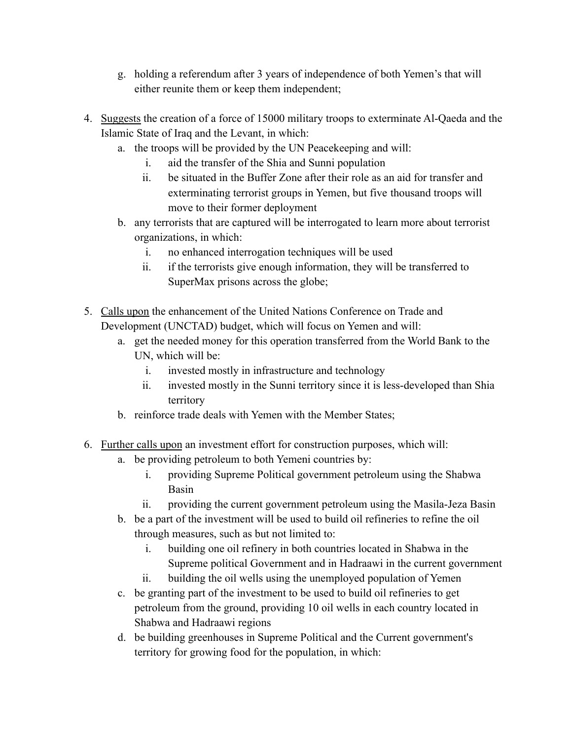g. holding a referendum after 3 years of independence of both Yemen's that will either reunite them or keep them independent;

4. <u>Suggests</u> the creation of a force of 15000 military troops to exterminate Al-Qaeda and the Islamic State of Iraq and the Levant, in which:
    a. the troops will be provided by the UN Peacekeeping and will:
        i. aid the transfer of the Shia and Sunni population
        ii. be situated in the Buffer Zone after their role as an aid for transfer and exterminating terrorist groups in Yemen, but five thousand troops will move to their former deployment
    b. any terrorists that are captured will be interrogated to learn more about terrorist organizations, in which:
        i. no enhanced interrogation techniques will be used
        ii. if the terrorists give enough information, they will be transferred to SuperMax prisons across the globe;

5. <u>Calls upon</u> the enhancement of the United Nations Conference on Trade and Development (UNCTAD) budget, which will focus on Yemen and will:
    a. get the needed money for this operation transferred from the World Bank to the UN, which will be:
        i. invested mostly in infrastructure and technology
        ii. invested mostly in the Sunni territory since it is less-developed than Shia territory
    b. reinforce trade deals with Yemen with the Member States;

6. <u>Further calls upon</u> an investment effort for construction purposes, which will:
    a. be providing petroleum to both Yemeni countries by:
        i. providing Supreme Political government petroleum using the Shabwa Basin
        ii. providing the current government petroleum using the Masila-Jeza Basin
    b. be a part of the investment will be used to build oil refineries to refine the oil through measures, such as but not limited to:
        i. building one oil refinery in both countries located in Shabwa in the Supreme political Government and in Hadraawi in the current government
        ii. building the oil wells using the unemployed population of Yemen
    c. be granting part of the investment to be used to build oil refineries to get petroleum from the ground, providing 10 oil wells in each country located in Shabwa and Hadraawi regions
    d. be building greenhouses in Supreme Political and the Current government's territory for growing food for the population, in which: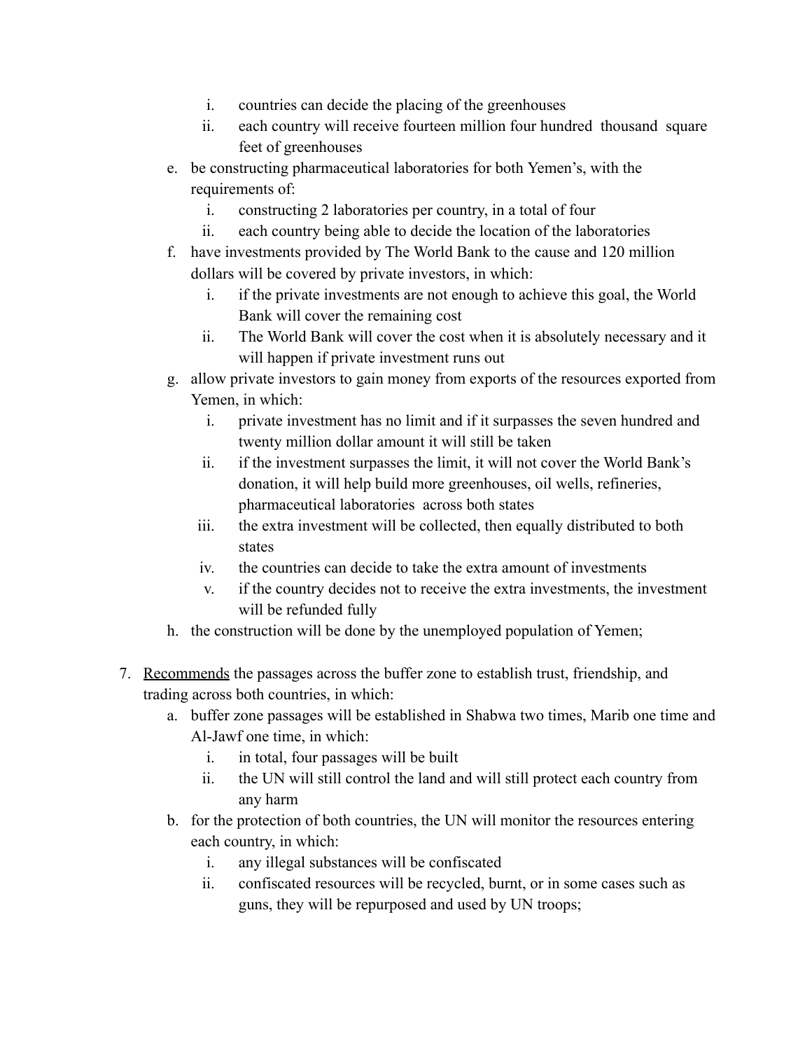i. countries can decide the placing of the greenhouses
      ii. each country will receive fourteen million four hundred thousand square feet of greenhouses

   e. be constructing pharmaceutical laboratories for both Yemen's, with the requirements of:
      i. constructing 2 laboratories per country, in a total of four
      ii. each country being able to decide the location of the laboratories

   f. have investments provided by The World Bank to the cause and 120 million dollars will be covered by private investors, in which:
      i. if the private investments are not enough to achieve this goal, the World Bank will cover the remaining cost
      ii. The World Bank will cover the cost when it is absolutely necessary and it will happen if private investment runs out

   g. allow private investors to gain money from exports of the resources exported from Yemen, in which:
      i. private investment has no limit and if it surpasses the seven hundred and twenty million dollar amount it will still be taken
      ii. if the investment surpasses the limit, it will not cover the World Bank's donation, it will help build more greenhouses, oil wells, refineries, pharmaceutical laboratories across both states
      iii. the extra investment will be collected, then equally distributed to both states
      iv. the countries can decide to take the extra amount of investments
      v. if the country decides not to receive the extra investments, the investment will be refunded fully

   h. the construction will be done by the unemployed population of Yemen;

7. <u>Recommends</u> the passages across the buffer zone to establish trust, friendship, and trading across both countries, in which:
   a. buffer zone passages will be established in Shabwa two times, Marib one time and Al-Jawf one time, in which:
      i. in total, four passages will be built
      ii. the UN will still control the land and will still protect each country from any harm

   b. for the protection of both countries, the UN will monitor the resources entering each country, in which:
      i. any illegal substances will be confiscated
      ii. confiscated resources will be recycled, burnt, or in some cases such as guns, they will be repurposed and used by UN troops;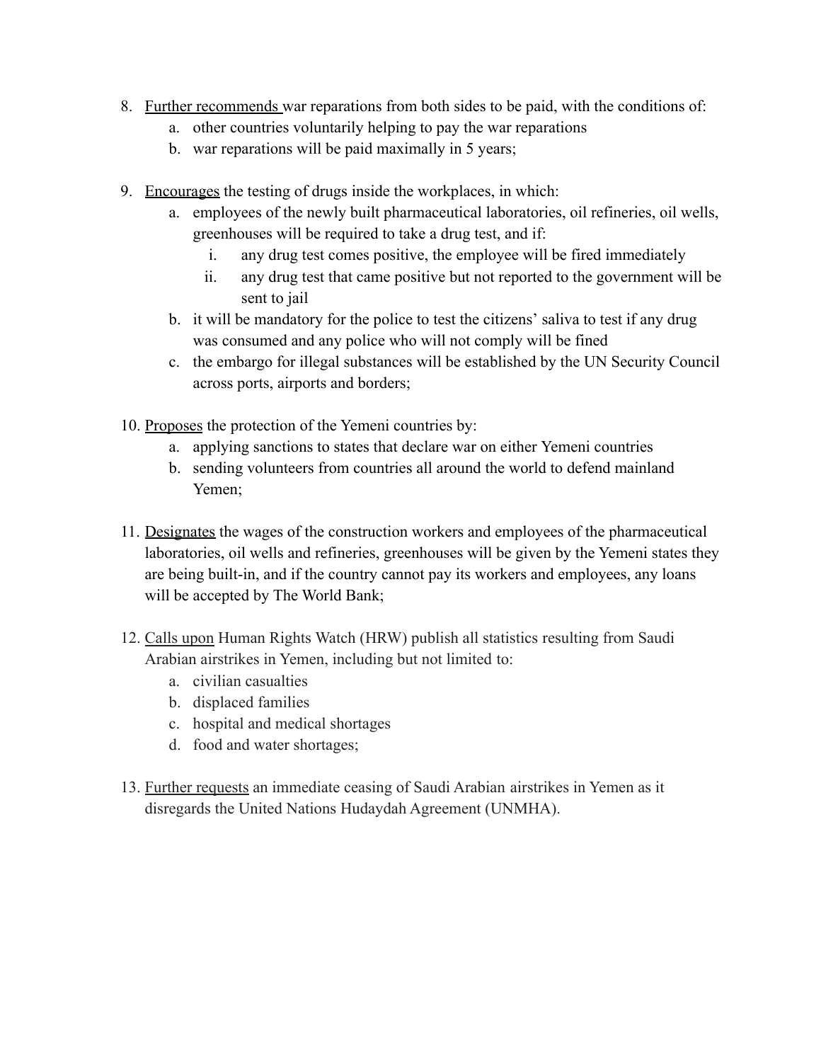8. <u>Further recommends</u> war reparations from both sides to be paid, with the conditions of:
    a. other countries voluntarily helping to pay the war reparations
    b. war reparations will be paid maximally in 5 years;

9. <u>Encourages</u> the testing of drugs inside the workplaces, in which:
    a. employees of the newly built pharmaceutical laboratories, oil refineries, oil wells, greenhouses will be required to take a drug test, and if:
        i. any drug test comes positive, the employee will be fired immediately
        ii. any drug test that came positive but not reported to the government will be sent to jail
    b. it will be mandatory for the police to test the citizens' saliva to test if any drug was consumed and any police who will not comply will be fined
    c. the embargo for illegal substances will be established by the UN Security Council across ports, airports and borders;

10. <u>Proposes</u> the protection of the Yemeni countries by:
    a. applying sanctions to states that declare war on either Yemeni countries
    b. sending volunteers from countries all around the world to defend mainland Yemen;

11. <u>Designates</u> the wages of the construction workers and employees of the pharmaceutical laboratories, oil wells and refineries, greenhouses will be given by the Yemeni states they are being built-in, and if the country cannot pay its workers and employees, any loans will be accepted by The World Bank;

12. <u>Calls upon</u> Human Rights Watch (HRW) publish all statistics resulting from Saudi Arabian airstrikes in Yemen, including but not limited to:
    a. civilian casualties
    b. displaced families
    c. hospital and medical shortages
    d. food and water shortages;

13. <u>Further requests</u> an immediate ceasing of Saudi Arabian airstrikes in Yemen as it disregards the United Nations Hudaydah Agreement (UNMHA).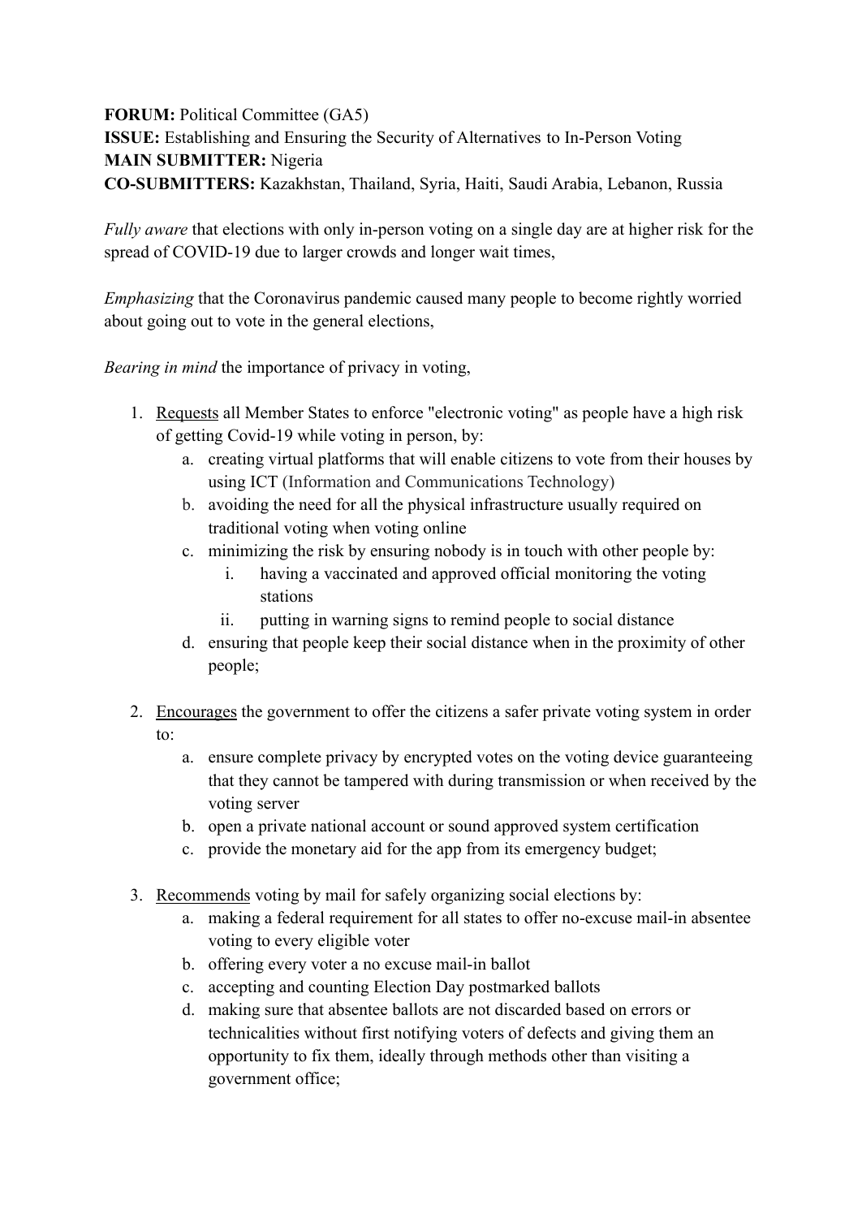**FORUM:** Political Committee (GA5)
**ISSUE:** Establishing and Ensuring the Security of Alternatives to In-Person Voting
**MAIN SUBMITTER:** Nigeria
**CO-SUBMITTERS:** Kazakhstan, Thailand, Syria, Haiti, Saudi Arabia, Lebanon, Russia

*Fully aware* that elections with only in-person voting on a single day are at higher risk for the spread of COVID-19 due to larger crowds and longer wait times,

*Emphasizing* that the Coronavirus pandemic caused many people to become rightly worried about going out to vote in the general elections,

*Bearing in mind* the importance of privacy in voting,

1. Requests all Member States to enforce "electronic voting" as people have a high risk of getting Covid-19 while voting in person, by:
    a. creating virtual platforms that will enable citizens to vote from their houses by using ICT (Information and Communications Technology)
    b. avoiding the need for all the physical infrastructure usually required on traditional voting when voting online
    c. minimizing the risk by ensuring nobody is in touch with other people by:
        i. having a vaccinated and approved official monitoring the voting stations
        ii. putting in warning signs to remind people to social distance
    d. ensuring that people keep their social distance when in the proximity of other people;

2. Encourages the government to offer the citizens a safer private voting system in order to:
    a. ensure complete privacy by encrypted votes on the voting device guaranteeing that they cannot be tampered with during transmission or when received by the voting server
    b. open a private national account or sound approved system certification
    c. provide the monetary aid for the app from its emergency budget;

3. Recommends voting by mail for safely organizing social elections by:
    a. making a federal requirement for all states to offer no-excuse mail-in absentee voting to every eligible voter
    b. offering every voter a no excuse mail-in ballot
    c. accepting and counting Election Day postmarked ballots
    d. making sure that absentee ballots are not discarded based on errors or technicalities without first notifying voters of defects and giving them an opportunity to fix them, ideally through methods other than visiting a government office;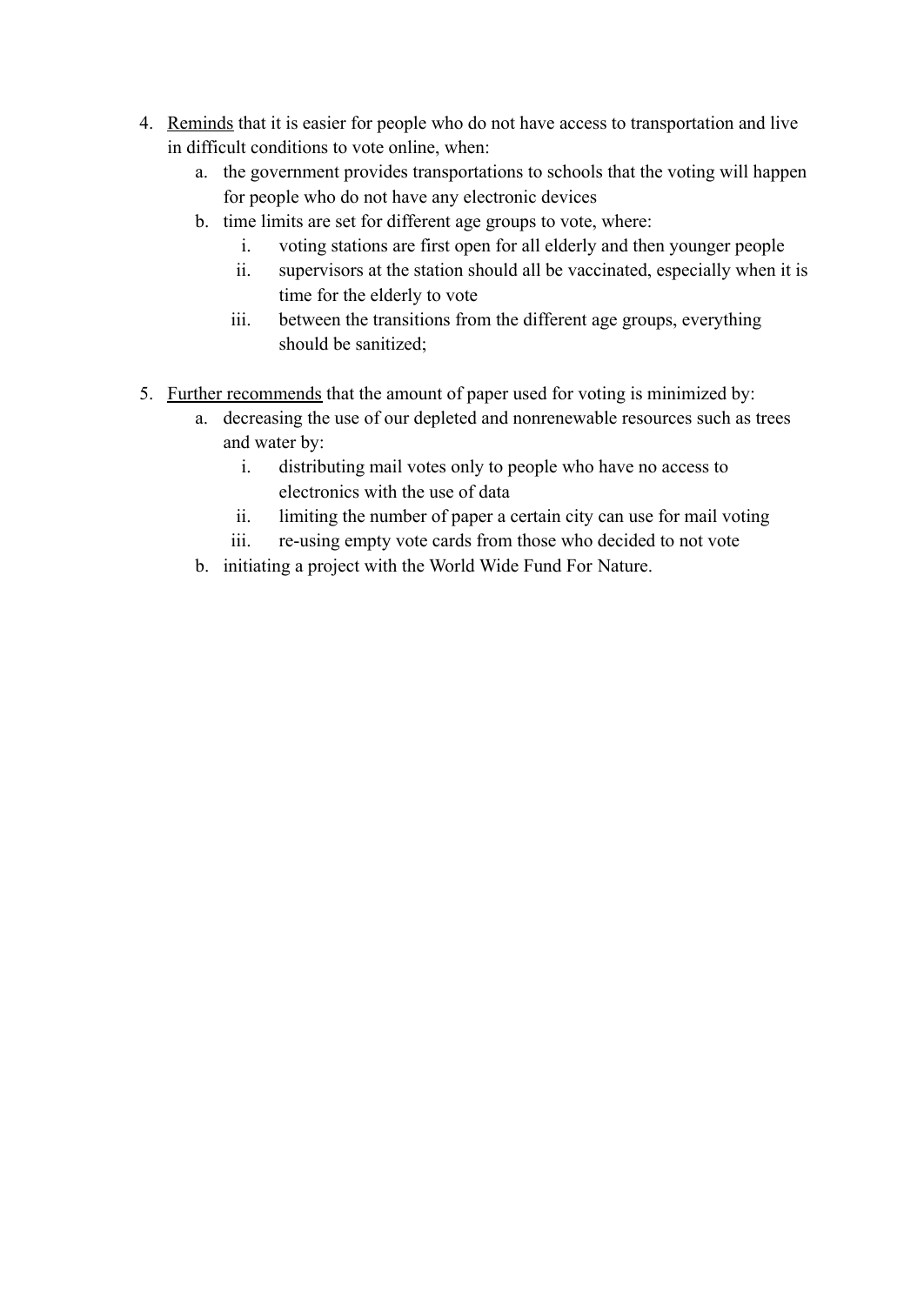4. <u>Reminds</u> that it is easier for people who do not have access to transportation and live in difficult conditions to vote online, when:
    a. the government provides transportations to schools that the voting will happen for people who do not have any electronic devices
    b. time limits are set for different age groups to vote, where:
        i. voting stations are first open for all elderly and then younger people
        ii. supervisors at the station should all be vaccinated, especially when it is time for the elderly to vote
        iii. between the transitions from the different age groups, everything should be sanitized;

5. <u>Further recommends</u> that the amount of paper used for voting is minimized by:
    a. decreasing the use of our depleted and nonrenewable resources such as trees and water by:
        i. distributing mail votes only to people who have no access to electronics with the use of data
        ii. limiting the number of paper a certain city can use for mail voting
        iii. re-using empty vote cards from those who decided to not vote
    b. initiating a project with the World Wide Fund For Nature.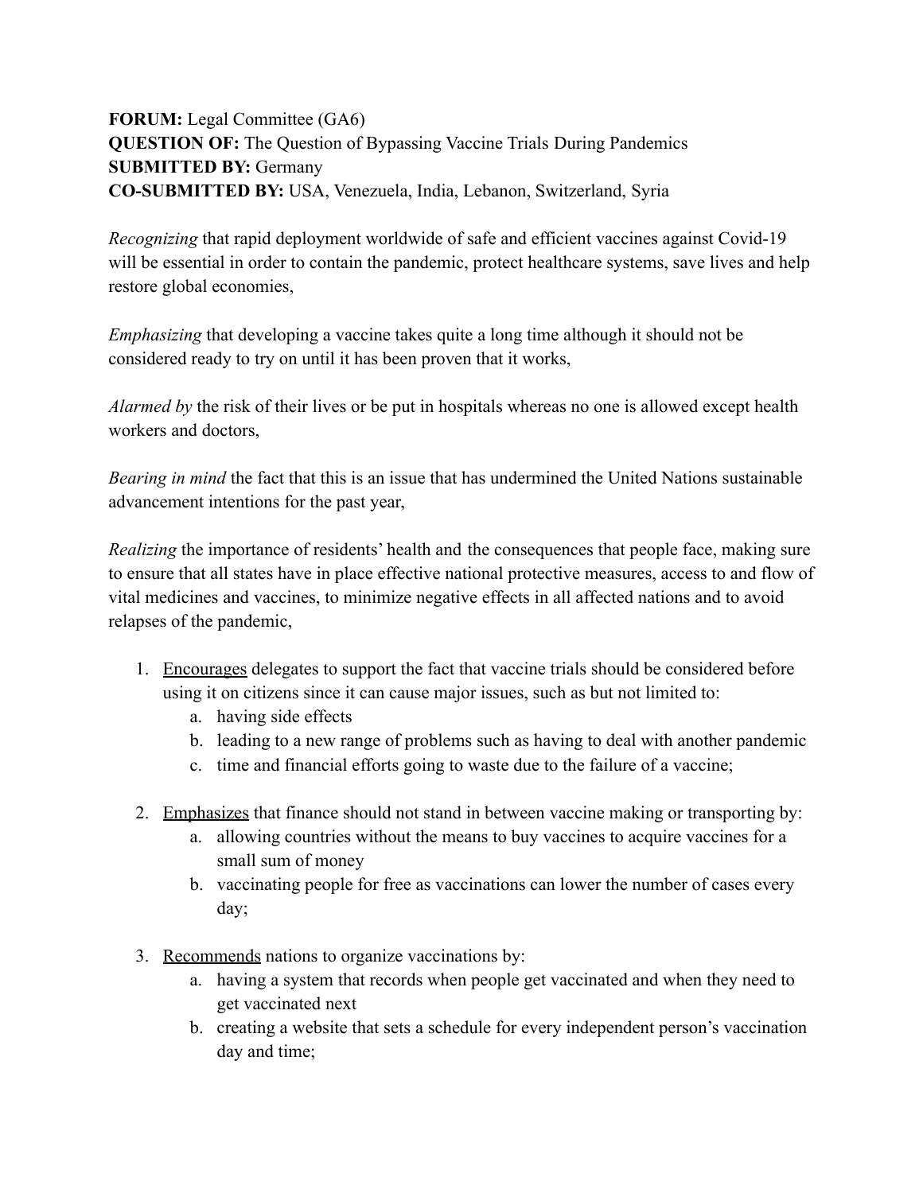**FORUM:** Legal Committee (GA6)
**QUESTION OF:** The Question of Bypassing Vaccine Trials During Pandemics
**SUBMITTED BY:** Germany
**CO-SUBMITTED BY:** USA, Venezuela, India, Lebanon, Switzerland, Syria

*Recognizing* that rapid deployment worldwide of safe and efficient vaccines against Covid-19 will be essential in order to contain the pandemic, protect healthcare systems, save lives and help restore global economies,

*Emphasizing* that developing a vaccine takes quite a long time although it should not be considered ready to try on until it has been proven that it works,

*Alarmed by* the risk of their lives or be put in hospitals whereas no one is allowed except health workers and doctors,

*Bearing in mind* the fact that this is an issue that has undermined the United Nations sustainable advancement intentions for the past year,

*Realizing* the importance of residents' health and the consequences that people face, making sure to ensure that all states have in place effective national protective measures, access to and flow of vital medicines and vaccines, to minimize negative effects in all affected nations and to avoid relapses of the pandemic,

1. <u>Encourages</u> delegates to support the fact that vaccine trials should be considered before using it on citizens since it can cause major issues, such as but not limited to:
    a. having side effects
    b. leading to a new range of problems such as having to deal with another pandemic
    c. time and financial efforts going to waste due to the failure of a vaccine;

2. <u>Emphasizes</u> that finance should not stand in between vaccine making or transporting by:
    a. allowing countries without the means to buy vaccines to acquire vaccines for a small sum of money
    b. vaccinating people for free as vaccinations can lower the number of cases every day;

3. <u>Recommends</u> nations to organize vaccinations by:
    a. having a system that records when people get vaccinated and when they need to get vaccinated next
    b. creating a website that sets a schedule for every independent person's vaccination day and time;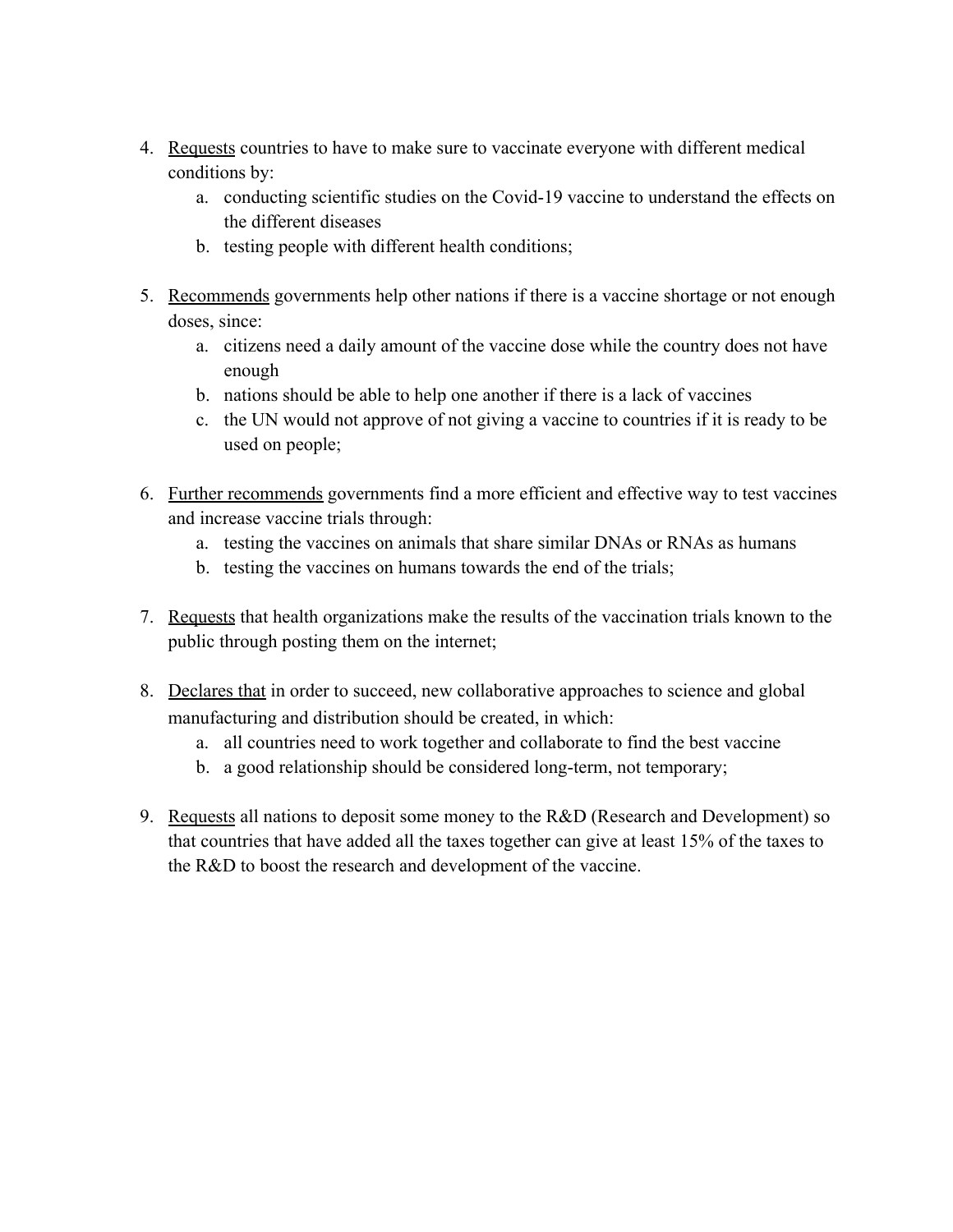4. <u>Requests</u> countries to have to make sure to vaccinate everyone with different medical conditions by:
    a. conducting scientific studies on the Covid-19 vaccine to understand the effects on the different diseases
    b. testing people with different health conditions;

5. <u>Recommends</u> governments help other nations if there is a vaccine shortage or not enough doses, since:
    a. citizens need a daily amount of the vaccine dose while the country does not have enough
    b. nations should be able to help one another if there is a lack of vaccines
    c. the UN would not approve of not giving a vaccine to countries if it is ready to be used on people;

6. <u>Further recommends</u> governments find a more efficient and effective way to test vaccines and increase vaccine trials through:
    a. testing the vaccines on animals that share similar DNAs or RNAs as humans
    b. testing the vaccines on humans towards the end of the trials;

7. <u>Requests</u> that health organizations make the results of the vaccination trials known to the public through posting them on the internet;

8. <u>Declares that</u> in order to succeed, new collaborative approaches to science and global manufacturing and distribution should be created, in which:
    a. all countries need to work together and collaborate to find the best vaccine
    b. a good relationship should be considered long-term, not temporary;

9. <u>Requests</u> all nations to deposit some money to the R&D (Research and Development) so that countries that have added all the taxes together can give at least 15% of the taxes to the R&D to boost the research and development of the vaccine.